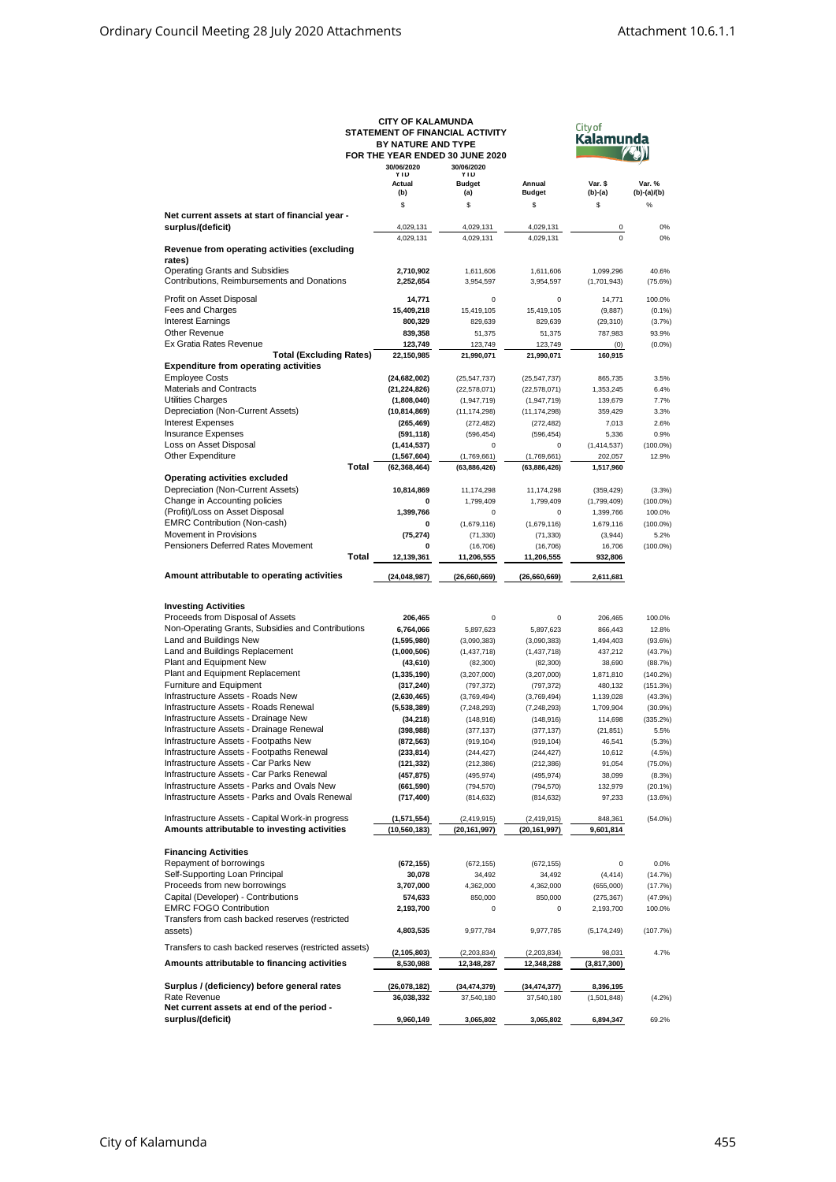# CITY OF KALAMUNDA
## STATEMENT OF FINANCIAL ACTIVITY
### BY NATURE AND TYPE
### FOR THE YEAR ENDED 30 JUNE 2020

| | 30/06/2020 YTD Actual (b) | 30/06/2020 YTD Budget (a) | Annual Budget | Var. $ (b)-(a) | Var. % (b)-(a)/(b) |
|---|---|---|---|---|---|
| | $ | $ | $ | $ | % |
| **Net current assets at start of financial year - surplus/(deficit)** | 4,029,131 | 4,029,131 | 4,029,131 | 0 | 0% |
| | 4,029,131 | 4,029,131 | 4,029,131 | 0 | 0% |
| **Revenue from operating activities (excluding rates)** | | | | | |
| Operating Grants and Subsidies | **2,710,902** | 1,611,606 | 1,611,606 | 1,099,296 | 40.6% |
| Contributions, Reimbursements and Donations | **2,252,654** | 3,954,597 | 3,954,597 | (1,701,943) | (75.6%) |
| Profit on Asset Disposal | **14,771** | 0 | 0 | 14,771 | 100.0% |
| Fees and Charges | **15,409,218** | 15,419,105 | 15,419,105 | (9,887) | (0.1%) |
| Interest Earnings | **800,329** | 829,639 | 829,639 | (29,310) | (3.7%) |
| Other Revenue | **839,358** | 51,375 | 51,375 | 787,983 | 93.9% |
| Ex Gratia Rates Revenue | **123,749** | 123,749 | 123,749 | (0) | (0.0%) |
| **Total (Excluding Rates)** | **22,150,985** | **21,990,071** | **21,990,071** | **160,915** | |
| **Expenditure from operating activities** | | | | | |
| Employee Costs | **(24,682,002)** | (25,547,737) | (25,547,737) | 865,735 | 3.5% |
| Materials and Contracts | **(21,224,826)** | (22,578,071) | (22,578,071) | 1,353,245 | 6.4% |
| Utilities Charges | **(1,808,040)** | (1,947,719) | (1,947,719) | 139,679 | 7.7% |
| Depreciation (Non-Current Assets) | **(10,814,869)** | (11,174,298) | (11,174,298) | 359,429 | 3.3% |
| Interest Expenses | **(265,469)** | (272,482) | (272,482) | 7,013 | 2.6% |
| Insurance Expenses | **(591,118)** | (596,454) | (596,454) | 5,336 | 0.9% |
| Loss on Asset Disposal | **(1,414,537)** | 0 | 0 | (1,414,537) | (100.0%) |
| Other Expenditure | **(1,567,604)** | (1,769,661) | (1,769,661) | 202,057 | 12.9% |
| **Total** | **(62,368,464)** | **(63,886,426)** | **(63,886,426)** | **1,517,960** | |
| **Operating activities excluded** | | | | | |
| Depreciation (Non-Current Assets) | **10,814,869** | 11,174,298 | 11,174,298 | (359,429) | (3.3%) |
| Change in Accounting policies | **0** | 1,799,409 | 1,799,409 | (1,799,409) | (100.0%) |
| (Profit)/Loss on Asset Disposal | **1,399,766** | 0 | 0 | 1,399,766 | 100.0% |
| EMRC Contribution (Non-cash) | **0** | (1,679,116) | (1,679,116) | 1,679,116 | (100.0%) |
| Movement in Provisions | **(75,274)** | (71,330) | (71,330) | (3,944) | 5.2% |
| Pensioners Deferred Rates Movement | **0** | (16,706) | (16,706) | 16,706 | (100.0%) |
| **Total** | **12,139,361** | **11,206,555** | **11,206,555** | **932,806** | |
| **Amount attributable to operating activities** | **(24,048,987)** | **(26,660,669)** | **(26,660,669)** | **2,611,681** | |
| **Investing Activities** | | | | | |
| Proceeds from Disposal of Assets | **206,465** | 0 | 0 | 206,465 | 100.0% |
| Non-Operating Grants, Subsidies and Contributions | **6,764,066** | 5,897,623 | 5,897,623 | 866,443 | 12.8% |
| Land and Buildings New | **(1,595,980)** | (3,090,383) | (3,090,383) | 1,494,403 | (93.6%) |
| Land and Buildings Replacement | **(1,000,506)** | (1,437,718) | (1,437,718) | 437,212 | (43.7%) |
| Plant and Equipment New | **(43,610)** | (82,300) | (82,300) | 38,690 | (88.7%) |
| Plant and Equipment Replacement | **(1,335,190)** | (3,207,000) | (3,207,000) | 1,871,810 | (140.2%) |
| Furniture and Equipment | **(317,240)** | (797,372) | (797,372) | 480,132 | (151.3%) |
| Infrastructure Assets - Roads New | **(2,630,465)** | (3,769,494) | (3,769,494) | 1,139,028 | (43.3%) |
| Infrastructure Assets - Roads Renewal | **(5,538,389)** | (7,248,293) | (7,248,293) | 1,709,904 | (30.9%) |
| Infrastructure Assets - Drainage New | **(34,218)** | (148,916) | (148,916) | 114,698 | (335.2%) |
| Infrastructure Assets - Drainage Renewal | **(398,988)** | (377,137) | (377,137) | (21,851) | 5.5% |
| Infrastructure Assets - Footpaths New | **(872,563)** | (919,104) | (919,104) | 46,541 | (5.3%) |
| Infrastructure Assets - Footpaths Renewal | **(233,814)** | (244,427) | (244,427) | 10,612 | (4.5%) |
| Infrastructure Assets - Car Parks New | **(121,332)** | (212,386) | (212,386) | 91,054 | (75.0%) |
| Infrastructure Assets - Car Parks Renewal | **(457,875)** | (495,974) | (495,974) | 38,099 | (8.3%) |
| Infrastructure Assets - Parks and Ovals New | **(661,590)** | (794,570) | (794,570) | 132,979 | (20.1%) |
| Infrastructure Assets - Parks and Ovals Renewal | **(717,400)** | (814,632) | (814,632) | 97,233 | (13.6%) |
| Infrastructure Assets - Capital Work-in progress | **(1,571,554)** | (2,419,915) | (2,419,915) | 848,361 | (54.0%) |
| **Amounts attributable to investing activities** | **(10,560,183)** | **(20,161,997)** | **(20,161,997)** | **9,601,814** | |
| **Financing Activities** | | | | | |
| Repayment of borrowings | **(672,155)** | (672,155) | (672,155) | 0 | 0.0% |
| Self-Supporting Loan Principal | **30,078** | 34,492 | 34,492 | (4,414) | (14.7%) |
| Proceeds from new borrowings | **3,707,000** | 4,362,000 | 4,362,000 | (655,000) | (17.7%) |
| Capital (Developer) - Contributions | **574,633** | 850,000 | 850,000 | (275,367) | (47.9%) |
| EMRC FOGO Contribution | **2,193,700** | 0 | 0 | 2,193,700 | 100.0% |
| Transfers from cash backed reserves (restricted assets) | **4,803,535** | 9,977,784 | 9,977,785 | (5,174,249) | (107.7%) |
| Transfers to cash backed reserves (restricted assets) | **(2,105,803)** | (2,203,834) | (2,203,834) | 98,031 | 4.7% |
| **Amounts attributable to financing activities** | **8,530,988** | **12,348,287** | **12,348,288** | **(3,817,300)** | |
| **Surplus / (deficiency) before general rates** | **(26,078,182)** | **(34,474,379)** | **(34,474,377)** | **8,396,195** | |
| Rate Revenue | **36,038,332** | 37,540,180 | 37,540,180 | (1,501,848) | (4.2%) |
| **Net current assets at end of the period - surplus/(deficit)** | **9,960,149** | **3,065,802** | **3,065,802** | **6,894,347** | 69.2% |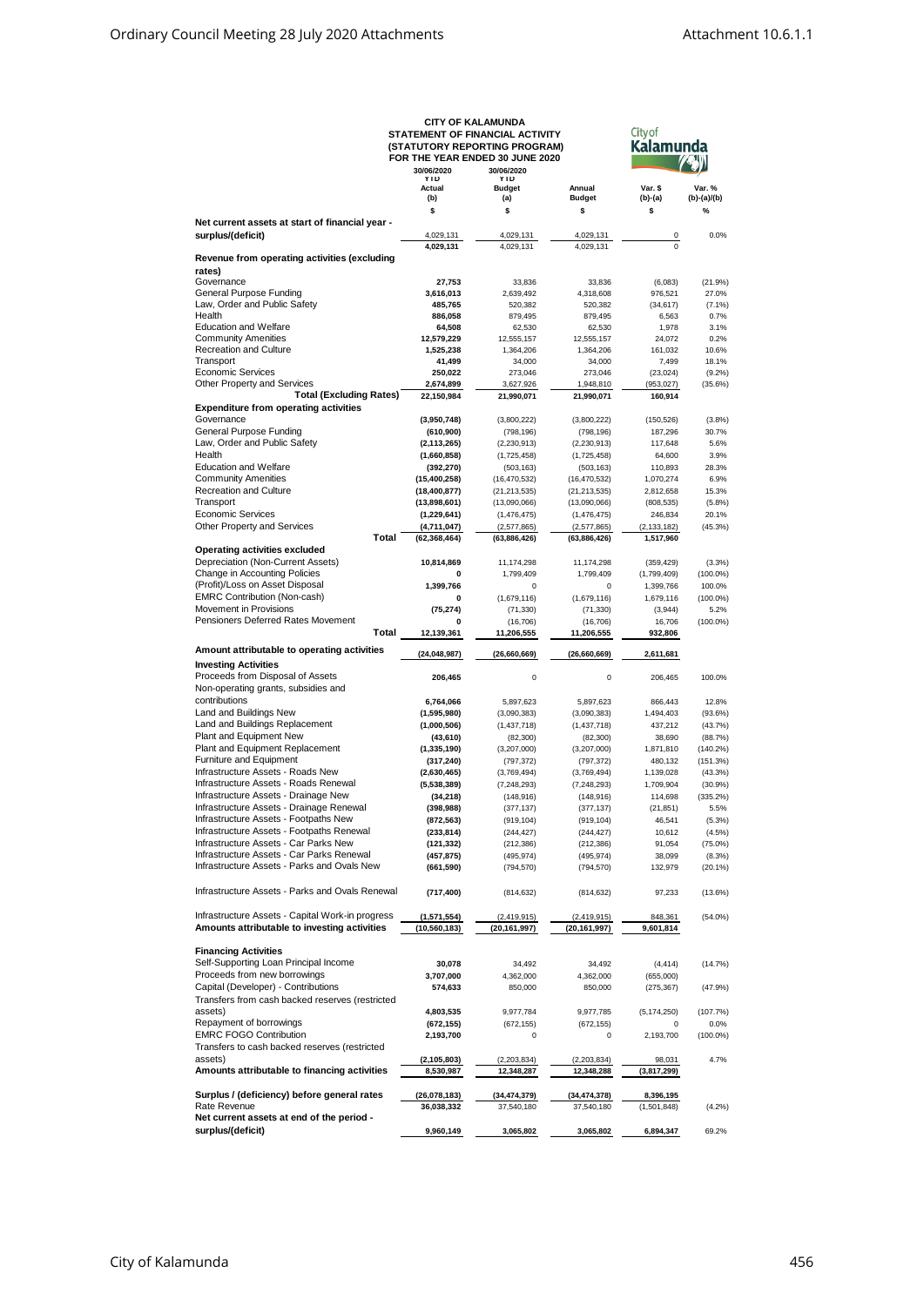# CITY OF KALAMUNDA
## STATEMENT OF FINANCIAL ACTIVITY
## (STATUTORY REPORTING PROGRAM)
## FOR THE YEAR ENDED 30 JUNE 2020

| | 30/06/2020 YTD Actual (b) | 30/06/2020 YTD Budget (a) | Annual Budget | Var. $ (b)-(a) | Var. % (b)-(a)/(b) |
|---|---|---|---|---|---|
| | $ | $ | $ | $ | % |
| **Net current assets at start of financial year - surplus/(deficit)** | 4,029,131 | 4,029,131 | 4,029,131 | 0 | 0.0% |
| | **4,029,131** | 4,029,131 | 4,029,131 | 0 | |
| **Revenue from operating activities (excluding rates)** | | | | | |
| Governance | **27,753** | 33,836 | 33,836 | (6,083) | (21.9%) |
| General Purpose Funding | **3,616,013** | 2,639,492 | 4,318,608 | 976,521 | 27.0% |
| Law, Order and Public Safety | **485,765** | 520,382 | 520,382 | (34,617) | (7.1%) |
| Health | **886,058** | 879,495 | 879,495 | 6,563 | 0.7% |
| Education and Welfare | **64,508** | 62,530 | 62,530 | 1,978 | 3.1% |
| Community Amenities | **12,579,229** | 12,555,157 | 12,555,157 | 24,072 | 0.2% |
| Recreation and Culture | **1,525,238** | 1,364,206 | 1,364,206 | 161,032 | 10.6% |
| Transport | **41,499** | 34,000 | 34,000 | 7,499 | 18.1% |
| Economic Services | **250,022** | 273,046 | 273,046 | (23,024) | (9.2%) |
| Other Property and Services | **2,674,899** | 3,627,926 | 1,948,810 | (953,027) | (35.6%) |
| **Total (Excluding Rates)** | **22,150,984** | **21,990,071** | **21,990,071** | **160,914** | |
| **Expenditure from operating activities** | | | | | |
| Governance | **(3,950,748)** | (3,800,222) | (3,800,222) | (150,526) | (3.8%) |
| General Purpose Funding | **(610,900)** | (798,196) | (798,196) | 187,296 | 30.7% |
| Law, Order and Public Safety | **(2,113,265)** | (2,230,913) | (2,230,913) | 117,648 | 5.6% |
| Health | **(1,660,858)** | (1,725,458) | (1,725,458) | 64,600 | 3.9% |
| Education and Welfare | **(392,270)** | (503,163) | (503,163) | 110,893 | 28.3% |
| Community Amenities | **(15,400,258)** | (16,470,532) | (16,470,532) | 1,070,274 | 6.9% |
| Recreation and Culture | **(18,400,877)** | (21,213,535) | (21,213,535) | 2,812,658 | 15.3% |
| Transport | **(13,898,601)** | (13,090,066) | (13,090,066) | (808,535) | (5.8%) |
| Economic Services | **(1,229,641)** | (1,476,475) | (1,476,475) | 246,834 | 20.1% |
| Other Property and Services | **(4,711,047)** | (2,577,865) | (2,577,865) | (2,133,182) | (45.3%) |
| **Total** | **(62,368,464)** | **(63,886,426)** | **(63,886,426)** | **1,517,960** | |
| **Operating activities excluded** | | | | | |
| Depreciation (Non-Current Assets) | **10,814,869** | 11,174,298 | 11,174,298 | (359,429) | (3.3%) |
| Change in Accounting Policies | **0** | 1,799,409 | 1,799,409 | (1,799,409) | (100.0%) |
| (Profit)/Loss on Asset Disposal | **1,399,766** | 0 | 0 | 1,399,766 | 100.0% |
| EMRC Contribution (Non-cash) | **0** | (1,679,116) | (1,679,116) | 1,679,116 | (100.0%) |
| Movement in Provisions | **(75,274)** | (71,330) | (71,330) | (3,944) | 5.2% |
| Pensioners Deferred Rates Movement | **0** | (16,706) | (16,706) | 16,706 | (100.0%) |
| **Total** | **12,139,361** | **11,206,555** | **11,206,555** | **932,806** | |
| **Amount attributable to operating activities** | **(24,048,987)** | **(26,660,669)** | **(26,660,669)** | **2,611,681** | |
| **Investing Activities** | | | | | |
| Proceeds from Disposal of Assets | **206,465** | 0 | 0 | 206,465 | 100.0% |
| Non-operating grants, subsidies and contributions | **6,764,066** | 5,897,623 | 5,897,623 | 866,443 | 12.8% |
| Land and Buildings New | **(1,595,980)** | (3,090,383) | (3,090,383) | 1,494,403 | (93.6%) |
| Land and Buildings Replacement | **(1,000,506)** | (1,437,718) | (1,437,718) | 437,212 | (43.7%) |
| Plant and Equipment New | **(43,610)** | (82,300) | (82,300) | 38,690 | (88.7%) |
| Plant and Equipment Replacement | **(1,335,190)** | (3,207,000) | (3,207,000) | 1,871,810 | (140.2%) |
| Furniture and Equipment | **(317,240)** | (797,372) | (797,372) | 480,132 | (151.3%) |
| Infrastructure Assets - Roads New | **(2,630,465)** | (3,769,494) | (3,769,494) | 1,139,028 | (43.3%) |
| Infrastructure Assets - Roads Renewal | **(5,538,389)** | (7,248,293) | (7,248,293) | 1,709,904 | (30.9%) |
| Infrastructure Assets - Drainage New | **(34,218)** | (148,916) | (148,916) | 114,698 | (335.2%) |
| Infrastructure Assets - Drainage Renewal | **(398,988)** | (377,137) | (377,137) | (21,851) | 5.5% |
| Infrastructure Assets - Footpaths New | **(872,563)** | (919,104) | (919,104) | 46,541 | (5.3%) |
| Infrastructure Assets - Footpaths Renewal | **(233,814)** | (244,427) | (244,427) | 10,612 | (4.5%) |
| Infrastructure Assets - Car Parks New | **(121,332)** | (212,386) | (212,386) | 91,054 | (75.0%) |
| Infrastructure Assets - Car Parks Renewal | **(457,875)** | (495,974) | (495,974) | 38,099 | (8.3%) |
| Infrastructure Assets - Parks and Ovals New | **(661,590)** | (794,570) | (794,570) | 132,979 | (20.1%) |
| Infrastructure Assets - Parks and Ovals Renewal | **(717,400)** | (814,632) | (814,632) | 97,233 | (13.6%) |
| Infrastructure Assets - Capital Work-in progress | **(1,571,554)** | (2,419,915) | (2,419,915) | 848,361 | (54.0%) |
| **Amounts attributable to investing activities** | **(10,560,183)** | **(20,161,997)** | **(20,161,997)** | **9,601,814** | |
| **Financing Activities** | | | | | |
| Self-Supporting Loan Principal Income | **30,078** | 34,492 | 34,492 | (4,414) | (14.7%) |
| Proceeds from new borrowings | **3,707,000** | 4,362,000 | 4,362,000 | (655,000) | |
| Capital (Developer) - Contributions | **574,633** | 850,000 | 850,000 | (275,367) | (47.9%) |
| Transfers from cash backed reserves (restricted assets) | **4,803,535** | 9,977,784 | 9,977,785 | (5,174,250) | (107.7%) |
| Repayment of borrowings | **(672,155)** | (672,155) | (672,155) | 0 | 0.0% |
| EMRC FOGO Contribution | **2,193,700** | 0 | 0 | 2,193,700 | (100.0%) |
| Transfers to cash backed reserves (restricted assets) | **(2,105,803)** | (2,203,834) | (2,203,834) | 98,031 | 4.7% |
| **Amounts attributable to financing activities** | **8,530,987** | **12,348,287** | **12,348,288** | **(3,817,299)** | |
| **Surplus / (deficiency) before general rates** | **(26,078,183)** | **(34,474,379)** | **(34,474,378)** | **8,396,195** | |
| Rate Revenue | **36,038,332** | 37,540,180 | 37,540,180 | (1,501,848) | (4.2%) |
| **Net current assets at end of the period - surplus/(deficit)** | **9,960,149** | **3,065,802** | **3,065,802** | **6,894,347** | 69.2% |